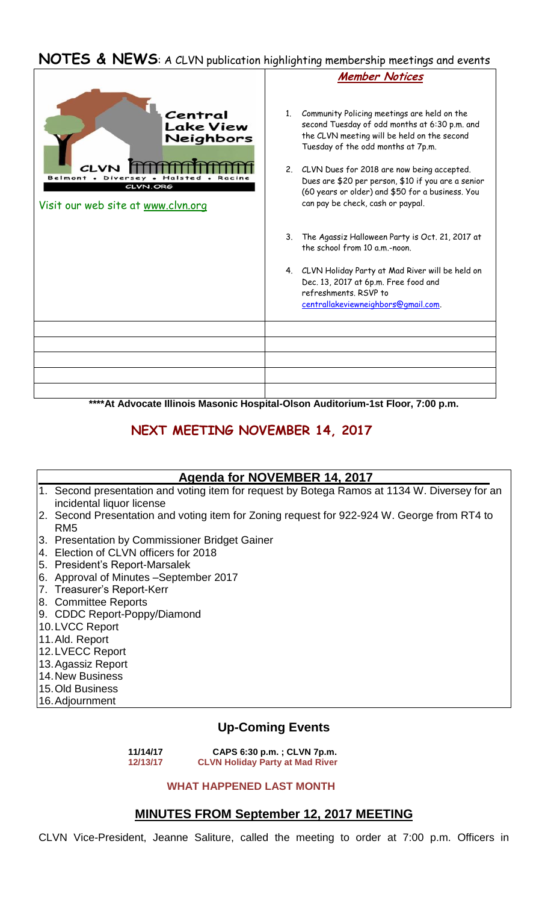# NOTES & NEWS: A CLVN publication highlighting membership meetings and events

Central Lake View Neighbors

CLVN

Belmont • Diversey • Halsted • Racine

CLVN.ORG

Visit our web site at www.clvn.org

### *Member Notices*

1. Community Policing meetings are held on the second Tuesday of odd months at 6:30 p.m. and the CLVN meeting will be held on the second Tuesday of the odd months at 7p.m.
2. CLVN Dues for 2018 are now being accepted. Dues are $20 per person, $10 if you are a senior (60 years or older) and $50 for a business. You can pay be check, cash or paypal.
3. The Agassiz Halloween Party is Oct. 21, 2017 at the school from 10 a.m.-noon.
4. CLVN Holiday Party at Mad River will be held on Dec. 13, 2017 at 6p.m. Free food and refreshments. RSVP to centrallakeviewneighbors@gmail.com.

**\*\*\*\*At Advocate Illinois Masonic Hospital-Olson Auditorium-1st Floor, 7:00 p.m.**

## NEXT MEETING NOVEMBER 14, 2017

### Agenda for NOVEMBER 14, 2017

1. Second presentation and voting item for request by Botega Ramos at 1134 W. Diversey for an incidental liquor license
2. Second Presentation and voting item for Zoning request for 922-924 W. George from RT4 to RM5
3. Presentation by Commissioner Bridget Gainer
4. Election of CLVN officers for 2018
5. President's Report-Marsalek
6. Approval of Minutes –September 2017
7. Treasurer's Report-Kerr
8. Committee Reports
9. CDDC Report-Poppy/Diamond
10. LVCC Report
11. Ald. Report
12. LVECC Report
13. Agassiz Report
14. New Business
15. Old Business
16. Adjournment

## Up-Coming Events

| | |
|---|---|
| **11/14/17** | **CAPS 6:30 p.m. ; CLVN 7p.m.** |
| **12/13/17** | **CLVN Holiday Party at Mad River** |

**WHAT HAPPENED LAST MONTH**

## MINUTES FROM September 12, 2017 MEETING

CLVN Vice-President, Jeanne Saliture, called the meeting to order at 7:00 p.m. Officers in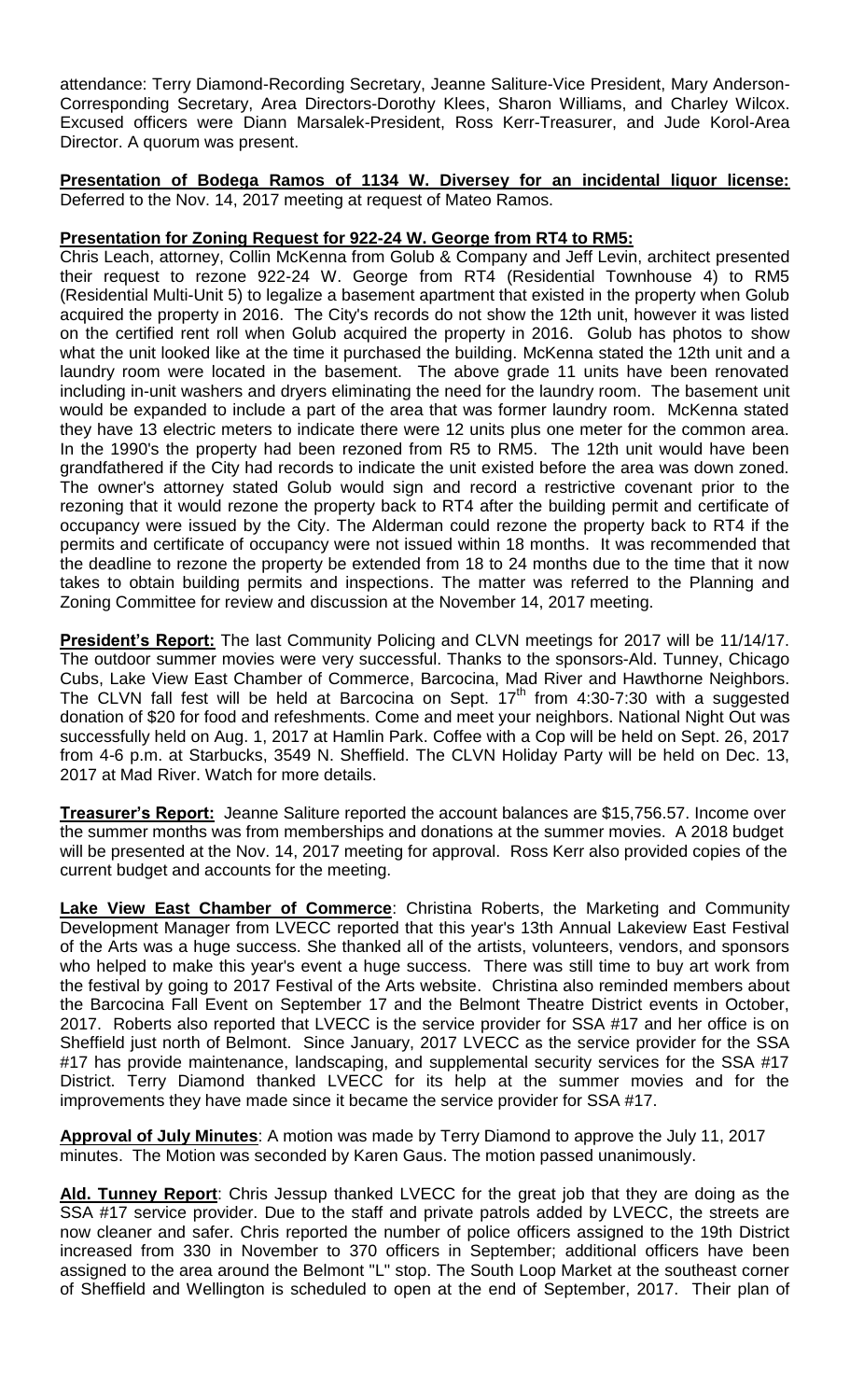attendance: Terry Diamond-Recording Secretary, Jeanne Saliture-Vice President, Mary Anderson-Corresponding Secretary, Area Directors-Dorothy Klees, Sharon Williams, and Charley Wilcox. Excused officers were Diann Marsalek-President, Ross Kerr-Treasurer, and Jude Korol-Area Director. A quorum was present.

**Presentation of Bodega Ramos of 1134 W. Diversey for an incidental liquor license:** Deferred to the Nov. 14, 2017 meeting at request of Mateo Ramos.

**Presentation for Zoning Request for 922-24 W. George from RT4 to RM5:**
Chris Leach, attorney, Collin McKenna from Golub & Company and Jeff Levin, architect presented their request to rezone 922-24 W. George from RT4 (Residential Townhouse 4) to RM5 (Residential Multi-Unit 5) to legalize a basement apartment that existed in the property when Golub acquired the property in 2016. The City's records do not show the 12th unit, however it was listed on the certified rent roll when Golub acquired the property in 2016. Golub has photos to show what the unit looked like at the time it purchased the building. McKenna stated the 12th unit and a laundry room were located in the basement. The above grade 11 units have been renovated including in-unit washers and dryers eliminating the need for the laundry room. The basement unit would be expanded to include a part of the area that was former laundry room. McKenna stated they have 13 electric meters to indicate there were 12 units plus one meter for the common area. In the 1990's the property had been rezoned from R5 to RM5. The 12th unit would have been grandfathered if the City had records to indicate the unit existed before the area was down zoned. The owner's attorney stated Golub would sign and record a restrictive covenant prior to the rezoning that it would rezone the property back to RT4 after the building permit and certificate of occupancy were issued by the City. The Alderman could rezone the property back to RT4 if the permits and certificate of occupancy were not issued within 18 months. It was recommended that the deadline to rezone the property be extended from 18 to 24 months due to the time that it now takes to obtain building permits and inspections. The matter was referred to the Planning and Zoning Committee for review and discussion at the November 14, 2017 meeting.

**President's Report:** The last Community Policing and CLVN meetings for 2017 will be 11/14/17. The outdoor summer movies were very successful. Thanks to the sponsors-Ald. Tunney, Chicago Cubs, Lake View East Chamber of Commerce, Barcocina, Mad River and Hawthorne Neighbors. The CLVN fall fest will be held at Barcocina on Sept. 17th from 4:30-7:30 with a suggested donation of $20 for food and refeshments. Come and meet your neighbors. National Night Out was successfully held on Aug. 1, 2017 at Hamlin Park. Coffee with a Cop will be held on Sept. 26, 2017 from 4-6 p.m. at Starbucks, 3549 N. Sheffield. The CLVN Holiday Party will be held on Dec. 13, 2017 at Mad River. Watch for more details.

**Treasurer's Report:** Jeanne Saliture reported the account balances are $15,756.57. Income over the summer months was from memberships and donations at the summer movies. A 2018 budget will be presented at the Nov. 14, 2017 meeting for approval. Ross Kerr also provided copies of the current budget and accounts for the meeting.

**Lake View East Chamber of Commerce**: Christina Roberts, the Marketing and Community Development Manager from LVECC reported that this year's 13th Annual Lakeview East Festival of the Arts was a huge success. She thanked all of the artists, volunteers, vendors, and sponsors who helped to make this year's event a huge success. There was still time to buy art work from the festival by going to 2017 Festival of the Arts website. Christina also reminded members about the Barcocina Fall Event on September 17 and the Belmont Theatre District events in October, 2017. Roberts also reported that LVECC is the service provider for SSA #17 and her office is on Sheffield just north of Belmont. Since January, 2017 LVECC as the service provider for the SSA #17 has provide maintenance, landscaping, and supplemental security services for the SSA #17 District. Terry Diamond thanked LVECC for its help at the summer movies and for the improvements they have made since it became the service provider for SSA #17.

**Approval of July Minutes**: A motion was made by Terry Diamond to approve the July 11, 2017 minutes. The Motion was seconded by Karen Gaus. The motion passed unanimously.

**Ald. Tunney Report**: Chris Jessup thanked LVECC for the great job that they are doing as the SSA #17 service provider. Due to the staff and private patrols added by LVECC, the streets are now cleaner and safer. Chris reported the number of police officers assigned to the 19th District increased from 330 in November to 370 officers in September; additional officers have been assigned to the area around the Belmont "L" stop. The South Loop Market at the southeast corner of Sheffield and Wellington is scheduled to open at the end of September, 2017. Their plan of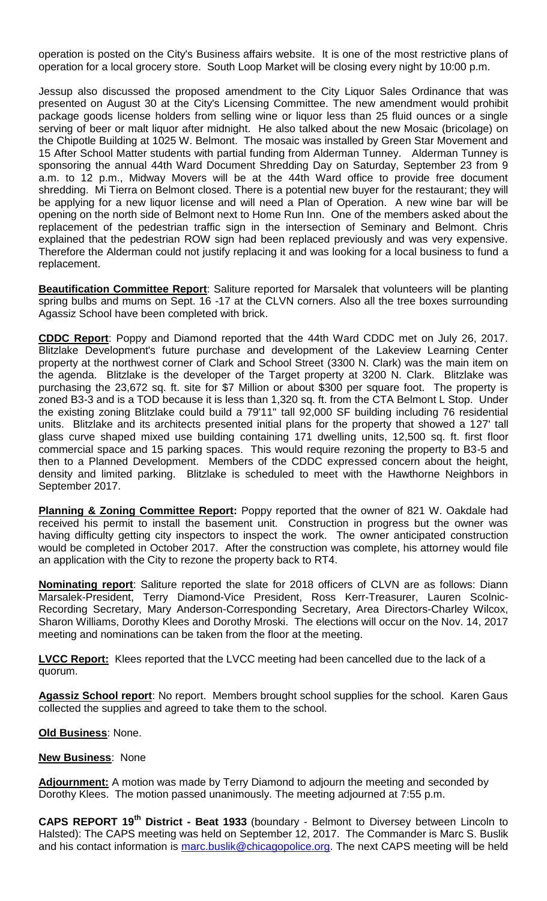operation is posted on the City's Business affairs website. It is one of the most restrictive plans of operation for a local grocery store. South Loop Market will be closing every night by 10:00 p.m.

Jessup also discussed the proposed amendment to the City Liquor Sales Ordinance that was presented on August 30 at the City's Licensing Committee. The new amendment would prohibit package goods license holders from selling wine or liquor less than 25 fluid ounces or a single serving of beer or malt liquor after midnight. He also talked about the new Mosaic (bricolage) on the Chipotle Building at 1025 W. Belmont. The mosaic was installed by Green Star Movement and 15 After School Matter students with partial funding from Alderman Tunney. Alderman Tunney is sponsoring the annual 44th Ward Document Shredding Day on Saturday, September 23 from 9 a.m. to 12 p.m., Midway Movers will be at the 44th Ward office to provide free document shredding. Mi Tierra on Belmont closed. There is a potential new buyer for the restaurant; they will be applying for a new liquor license and will need a Plan of Operation. A new wine bar will be opening on the north side of Belmont next to Home Run Inn. One of the members asked about the replacement of the pedestrian traffic sign in the intersection of Seminary and Belmont. Chris explained that the pedestrian ROW sign had been replaced previously and was very expensive. Therefore the Alderman could not justify replacing it and was looking for a local business to fund a replacement.

**Beautification Committee Report**: Saliture reported for Marsalek that volunteers will be planting spring bulbs and mums on Sept. 16 -17 at the CLVN corners. Also all the tree boxes surrounding Agassiz School have been completed with brick.

**CDDC Report**: Poppy and Diamond reported that the 44th Ward CDDC met on July 26, 2017. Blitzlake Development's future purchase and development of the Lakeview Learning Center property at the northwest corner of Clark and School Street (3300 N. Clark) was the main item on the agenda. Blitzlake is the developer of the Target property at 3200 N. Clark. Blitzlake was purchasing the 23,672 sq. ft. site for $7 Million or about $300 per square foot. The property is zoned B3-3 and is a TOD because it is less than 1,320 sq. ft. from the CTA Belmont L Stop. Under the existing zoning Blitzlake could build a 79'11" tall 92,000 SF building including 76 residential units. Blitzlake and its architects presented initial plans for the property that showed a 127' tall glass curve shaped mixed use building containing 171 dwelling units, 12,500 sq. ft. first floor commercial space and 15 parking spaces. This would require rezoning the property to B3-5 and then to a Planned Development. Members of the CDDC expressed concern about the height, density and limited parking. Blitzlake is scheduled to meet with the Hawthorne Neighbors in September 2017.

**Planning & Zoning Committee Report:** Poppy reported that the owner of 821 W. Oakdale had received his permit to install the basement unit. Construction in progress but the owner was having difficulty getting city inspectors to inspect the work. The owner anticipated construction would be completed in October 2017. After the construction was complete, his attorney would file an application with the City to rezone the property back to RT4.

**Nominating report**: Saliture reported the slate for 2018 officers of CLVN are as follows: Diann Marsalek-President, Terry Diamond-Vice President, Ross Kerr-Treasurer, Lauren Scolnic-Recording Secretary, Mary Anderson-Corresponding Secretary, Area Directors-Charley Wilcox, Sharon Williams, Dorothy Klees and Dorothy Mroski. The elections will occur on the Nov. 14, 2017 meeting and nominations can be taken from the floor at the meeting.

**LVCC Report:** Klees reported that the LVCC meeting had been cancelled due to the lack of a quorum.

**Agassiz School report**: No report. Members brought school supplies for the school. Karen Gaus collected the supplies and agreed to take them to the school.

**Old Business**: None.

**New Business**: None

**Adjournment:** A motion was made by Terry Diamond to adjourn the meeting and seconded by Dorothy Klees. The motion passed unanimously. The meeting adjourned at 7:55 p.m.

**CAPS REPORT 19th District - Beat 1933** (boundary - Belmont to Diversey between Lincoln to Halsted): The CAPS meeting was held on September 12, 2017. The Commander is Marc S. Buslik and his contact information is marc.buslik@chicagopolice.org. The next CAPS meeting will be held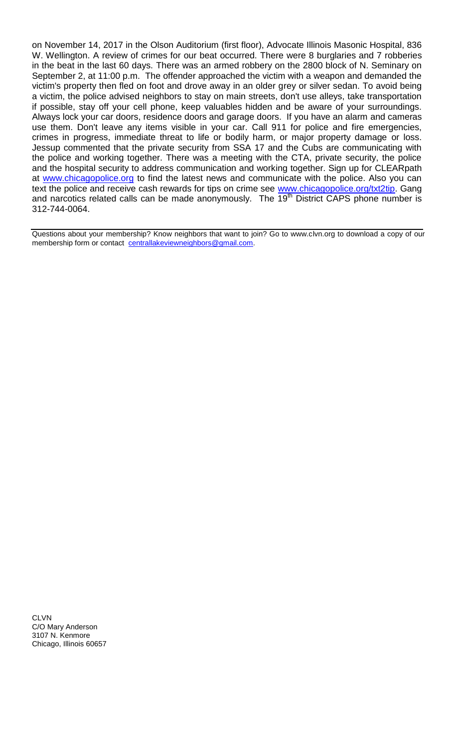on November 14, 2017 in the Olson Auditorium (first floor), Advocate Illinois Masonic Hospital, 836 W. Wellington. A review of crimes for our beat occurred. There were 8 burglaries and 7 robberies in the beat in the last 60 days. There was an armed robbery on the 2800 block of N. Seminary on September 2, at 11:00 p.m. The offender approached the victim with a weapon and demanded the victim's property then fled on foot and drove away in an older grey or silver sedan. To avoid being a victim, the police advised neighbors to stay on main streets, don't use alleys, take transportation if possible, stay off your cell phone, keep valuables hidden and be aware of your surroundings. Always lock your car doors, residence doors and garage doors. If you have an alarm and cameras use them. Don't leave any items visible in your car. Call 911 for police and fire emergencies, crimes in progress, immediate threat to life or bodily harm, or major property damage or loss. Jessup commented that the private security from SSA 17 and the Cubs are communicating with the police and working together. There was a meeting with the CTA, private security, the police and the hospital security to address communication and working together. Sign up for CLEARpath at www.chicagopolice.org to find the latest news and communicate with the police. Also you can text the police and receive cash rewards for tips on crime see www.chicagopolice.org/txt2tip. Gang and narcotics related calls can be made anonymously. The 19th District CAPS phone number is 312-744-0064.

---

Questions about your membership? Know neighbors that want to join? Go to www.clvn.org to download a copy of our membership form or contact centrallakeviewneighbors@gmail.com.

CLVN
C/O Mary Anderson
3107 N. Kenmore
Chicago, Illinois 60657